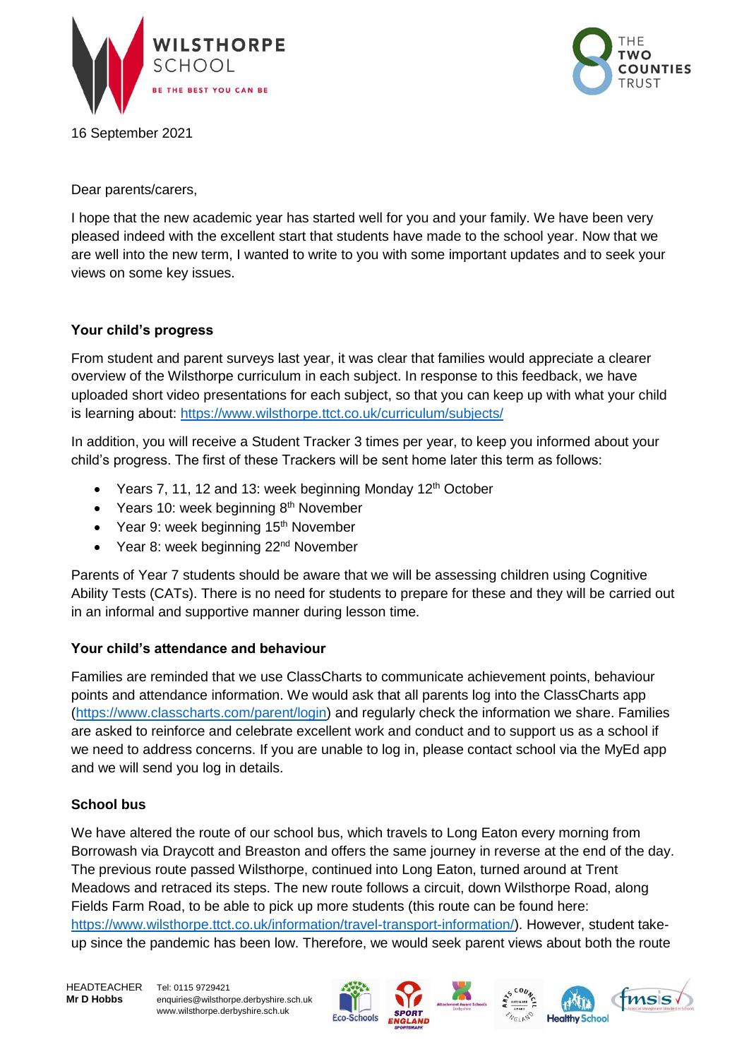16 September 2021

Dear parents/carers,

I hope that the new academic year has started well for you and your family. We have been very pleased indeed with the excellent start that students have made to the school year. Now that we are well into the new term, I wanted to write to you with some important updates and to seek your views on some key issues.

**Your child's progress**

From student and parent surveys last year, it was clear that families would appreciate a clearer overview of the Wilsthorpe curriculum in each subject. In response to this feedback, we have uploaded short video presentations for each subject, so that you can keep up with what your child is learning about: https://www.wilsthorpe.ttct.co.uk/curriculum/subjects/

In addition, you will receive a Student Tracker 3 times per year, to keep you informed about your child's progress. The first of these Trackers will be sent home later this term as follows:

- Years 7, 11, 12 and 13: week beginning Monday 12th October
- Years 10: week beginning 8th November
- Year 9: week beginning 15th November
- Year 8: week beginning 22nd November

Parents of Year 7 students should be aware that we will be assessing children using Cognitive Ability Tests (CATs). There is no need for students to prepare for these and they will be carried out in an informal and supportive manner during lesson time.

**Your child's attendance and behaviour**

Families are reminded that we use ClassCharts to communicate achievement points, behaviour points and attendance information. We would ask that all parents log into the ClassCharts app (https://www.classcharts.com/parent/login) and regularly check the information we share. Families are asked to reinforce and celebrate excellent work and conduct and to support us as a school if we need to address concerns. If you are unable to log in, please contact school via the MyEd app and we will send you log in details.

**School bus**

We have altered the route of our school bus, which travels to Long Eaton every morning from Borrowash via Draycott and Breaston and offers the same journey in reverse at the end of the day. The previous route passed Wilsthorpe, continued into Long Eaton, turned around at Trent Meadows and retraced its steps. The new route follows a circuit, down Wilsthorpe Road, along Fields Farm Road, to be able to pick up more students (this route can be found here: https://www.wilsthorpe.ttct.co.uk/information/travel-transport-information/). However, student take-up since the pandemic has been low. Therefore, we would seek parent views about both the route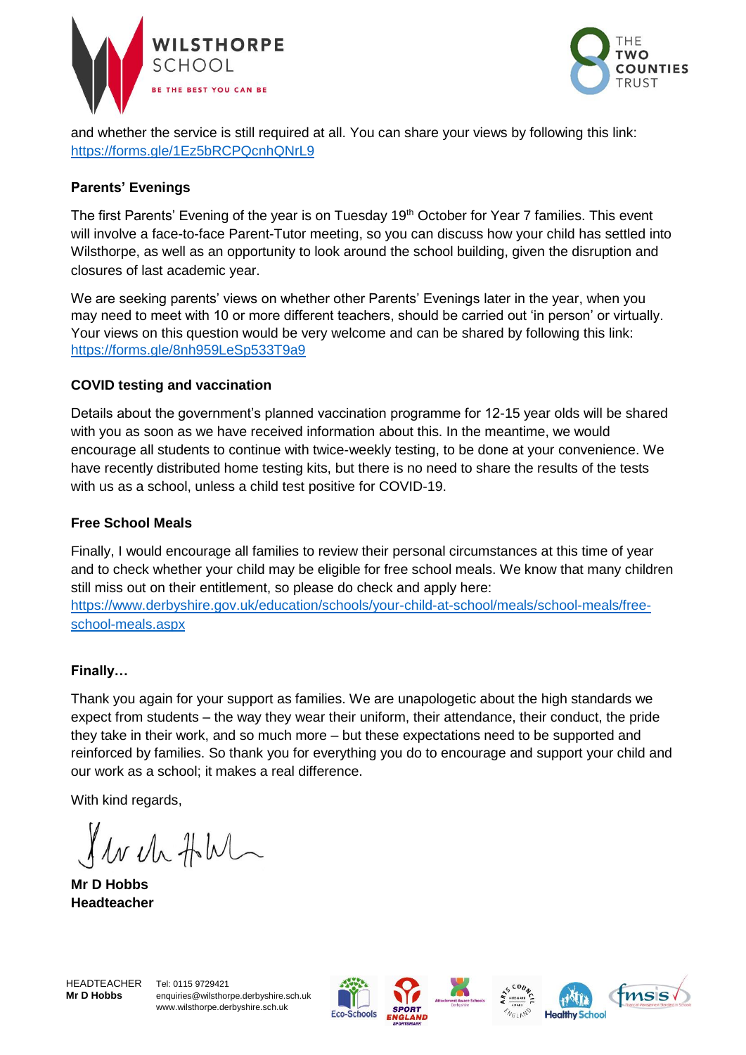and whether the service is still required at all. You can share your views by following this link: https://forms.gle/1Ez5bRCPQcnhQNrL9

**Parents' Evenings**

The first Parents' Evening of the year is on Tuesday 19th October for Year 7 families. This event will involve a face-to-face Parent-Tutor meeting, so you can discuss how your child has settled into Wilsthorpe, as well as an opportunity to look around the school building, given the disruption and closures of last academic year.

We are seeking parents' views on whether other Parents' Evenings later in the year, when you may need to meet with 10 or more different teachers, should be carried out 'in person' or virtually. Your views on this question would be very welcome and can be shared by following this link: https://forms.gle/8nh959LeSp533T9a9

**COVID testing and vaccination**

Details about the government's planned vaccination programme for 12-15 year olds will be shared with you as soon as we have received information about this. In the meantime, we would encourage all students to continue with twice-weekly testing, to be done at your convenience. We have recently distributed home testing kits, but there is no need to share the results of the tests with us as a school, unless a child test positive for COVID-19.

**Free School Meals**

Finally, I would encourage all families to review their personal circumstances at this time of year and to check whether your child may be eligible for free school meals. We know that many children still miss out on their entitlement, so please do check and apply here: https://www.derbyshire.gov.uk/education/schools/your-child-at-school/meals/school-meals/free-school-meals.aspx

**Finally…**

Thank you again for your support as families. We are unapologetic about the high standards we expect from students – the way they wear their uniform, their attendance, their conduct, the pride they take in their work, and so much more – but these expectations need to be supported and reinforced by families. So thank you for everything you do to encourage and support your child and our work as a school; it makes a real difference.

With kind regards,

**Mr D Hobbs**
**Headteacher**

HEADTEACHER
**Mr D Hobbs**

Tel: 0115 9729421
enquiries@wilsthorpe.derbyshire.sch.uk
www.wilsthorpe.derbyshire.sch.uk